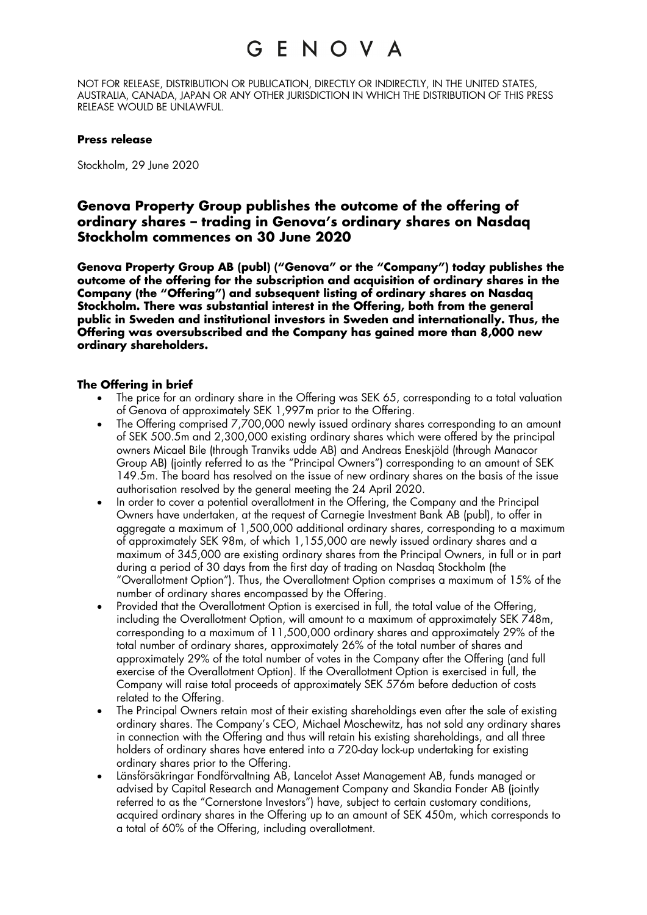# GENOVA

NOT FOR RELEASE, DISTRIBUTION OR PUBLICATION, DIRECTLY OR INDIRECTLY, IN THE UNITED STATES, AUSTRALIA, CANADA, JAPAN OR ANY OTHER JURISDICTION IN WHICH THE DISTRIBUTION OF THIS PRESS RELEASE WOULD BE UNLAWFUL.

**Press release**

Stockholm, 29 June 2020

## Genova Property Group publishes the outcome of the offering of ordinary shares – trading in Genova's ordinary shares on Nasdaq Stockholm commences on 30 June 2020

**Genova Property Group AB (publ) ("Genova" or the "Company") today publishes the outcome of the offering for the subscription and acquisition of ordinary shares in the Company (the "Offering") and subsequent listing of ordinary shares on Nasdaq Stockholm. There was substantial interest in the Offering, both from the general public in Sweden and institutional investors in Sweden and internationally. Thus, the Offering was oversubscribed and the Company has gained more than 8,000 new ordinary shareholders.**

### The Offering in brief

- The price for an ordinary share in the Offering was SEK 65, corresponding to a total valuation of Genova of approximately SEK 1,997m prior to the Offering.
- The Offering comprised 7,700,000 newly issued ordinary shares corresponding to an amount of SEK 500.5m and 2,300,000 existing ordinary shares which were offered by the principal owners Micael Bile (through Tranviks udde AB) and Andreas Eneskjöld (through Manacor Group AB) (jointly referred to as the "Principal Owners") corresponding to an amount of SEK 149.5m. The board has resolved on the issue of new ordinary shares on the basis of the issue authorisation resolved by the general meeting the 24 April 2020.
- In order to cover a potential overallotment in the Offering, the Company and the Principal Owners have undertaken, at the request of Carnegie Investment Bank AB (publ), to offer in aggregate a maximum of 1,500,000 additional ordinary shares, corresponding to a maximum of approximately SEK 98m, of which 1,155,000 are newly issued ordinary shares and a maximum of 345,000 are existing ordinary shares from the Principal Owners, in full or in part during a period of 30 days from the first day of trading on Nasdaq Stockholm (the "Overallotment Option"). Thus, the Overallotment Option comprises a maximum of 15% of the number of ordinary shares encompassed by the Offering.
- Provided that the Overallotment Option is exercised in full, the total value of the Offering, including the Overallotment Option, will amount to a maximum of approximately SEK 748m, corresponding to a maximum of 11,500,000 ordinary shares and approximately 29% of the total number of ordinary shares, approximately 26% of the total number of shares and approximately 29% of the total number of votes in the Company after the Offering (and full exercise of the Overallotment Option). If the Overallotment Option is exercised in full, the Company will raise total proceeds of approximately SEK 576m before deduction of costs related to the Offering.
- The Principal Owners retain most of their existing shareholdings even after the sale of existing ordinary shares. The Company's CEO, Michael Moschewitz, has not sold any ordinary shares in connection with the Offering and thus will retain his existing shareholdings, and all three holders of ordinary shares have entered into a 720-day lock-up undertaking for existing ordinary shares prior to the Offering.
- Länsförsäkringar Fondförvaltning AB, Lancelot Asset Management AB, funds managed or advised by Capital Research and Management Company and Skandia Fonder AB (jointly referred to as the "Cornerstone Investors") have, subject to certain customary conditions, acquired ordinary shares in the Offering up to an amount of SEK 450m, which corresponds to a total of 60% of the Offering, including overallotment.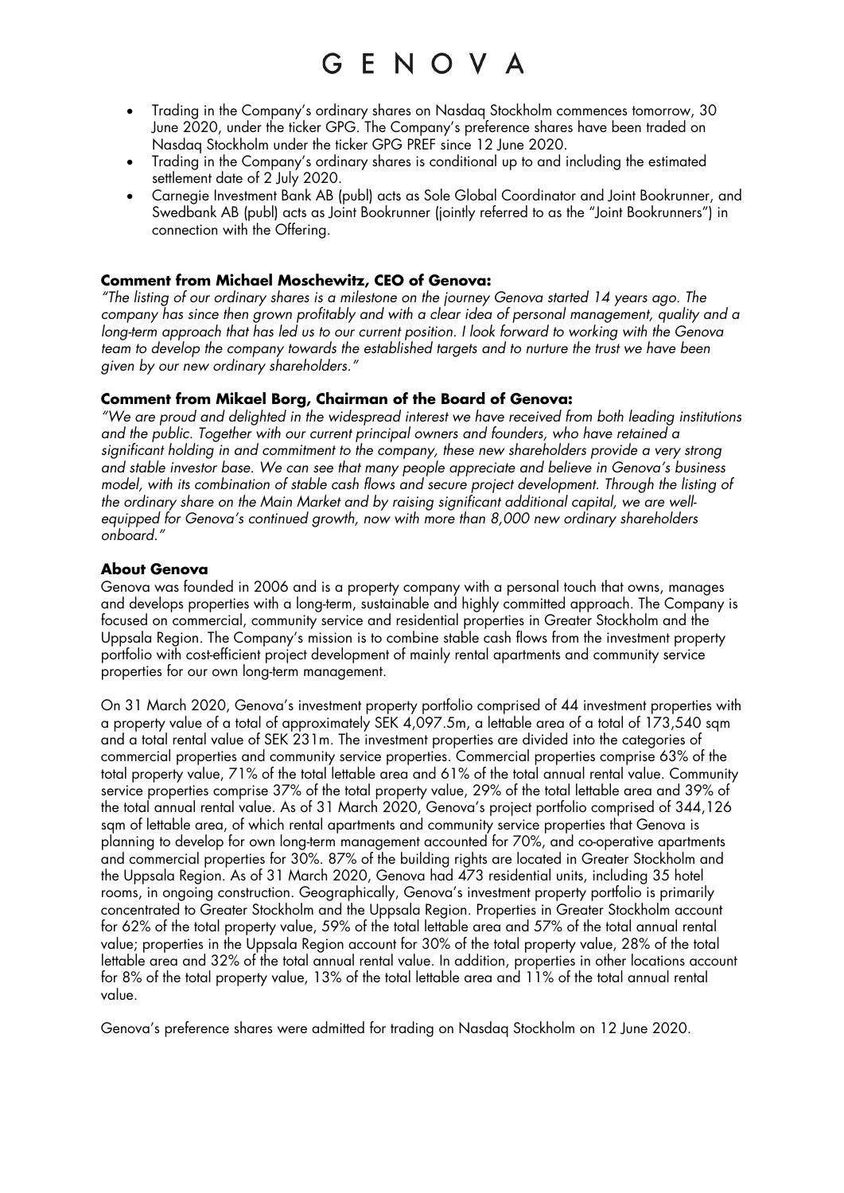- Trading in the Company's ordinary shares on Nasdaq Stockholm commences tomorrow, 30 June 2020, under the ticker GPG. The Company's preference shares have been traded on Nasdaq Stockholm under the ticker GPG PREF since 12 June 2020.
- Trading in the Company's ordinary shares is conditional up to and including the estimated settlement date of 2 July 2020.
- Carnegie Investment Bank AB (publ) acts as Sole Global Coordinator and Joint Bookrunner, and Swedbank AB (publ) acts as Joint Bookrunner (jointly referred to as the "Joint Bookrunners") in connection with the Offering.

**Comment from Michael Moschewitz, CEO of Genova:**
*"The listing of our ordinary shares is a milestone on the journey Genova started 14 years ago. The company has since then grown profitably and with a clear idea of personal management, quality and a long-term approach that has led us to our current position. I look forward to working with the Genova team to develop the company towards the established targets and to nurture the trust we have been given by our new ordinary shareholders."*

**Comment from Mikael Borg, Chairman of the Board of Genova:**
*"We are proud and delighted in the widespread interest we have received from both leading institutions and the public. Together with our current principal owners and founders, who have retained a significant holding in and commitment to the company, these new shareholders provide a very strong and stable investor base. We can see that many people appreciate and believe in Genova's business model, with its combination of stable cash flows and secure project development. Through the listing of the ordinary share on the Main Market and by raising significant additional capital, we are well-equipped for Genova's continued growth, now with more than 8,000 new ordinary shareholders onboard."*

**About Genova**
Genova was founded in 2006 and is a property company with a personal touch that owns, manages and develops properties with a long-term, sustainable and highly committed approach. The Company is focused on commercial, community service and residential properties in Greater Stockholm and the Uppsala Region. The Company's mission is to combine stable cash flows from the investment property portfolio with cost-efficient project development of mainly rental apartments and community service properties for our own long-term management.

On 31 March 2020, Genova's investment property portfolio comprised of 44 investment properties with a property value of a total of approximately SEK 4,097.5m, a lettable area of a total of 173,540 sqm and a total rental value of SEK 231m. The investment properties are divided into the categories of commercial properties and community service properties. Commercial properties comprise 63% of the total property value, 71% of the total lettable area and 61% of the total annual rental value. Community service properties comprise 37% of the total property value, 29% of the total lettable area and 39% of the total annual rental value. As of 31 March 2020, Genova's project portfolio comprised of 344,126 sqm of lettable area, of which rental apartments and community service properties that Genova is planning to develop for own long-term management accounted for 70%, and co-operative apartments and commercial properties for 30%. 87% of the building rights are located in Greater Stockholm and the Uppsala Region. As of 31 March 2020, Genova had 473 residential units, including 35 hotel rooms, in ongoing construction. Geographically, Genova's investment property portfolio is primarily concentrated to Greater Stockholm and the Uppsala Region. Properties in Greater Stockholm account for 62% of the total property value, 59% of the total lettable area and 57% of the total annual rental value; properties in the Uppsala Region account for 30% of the total property value, 28% of the total lettable area and 32% of the total annual rental value. In addition, properties in other locations account for 8% of the total property value, 13% of the total lettable area and 11% of the total annual rental value.

Genova's preference shares were admitted for trading on Nasdaq Stockholm on 12 June 2020.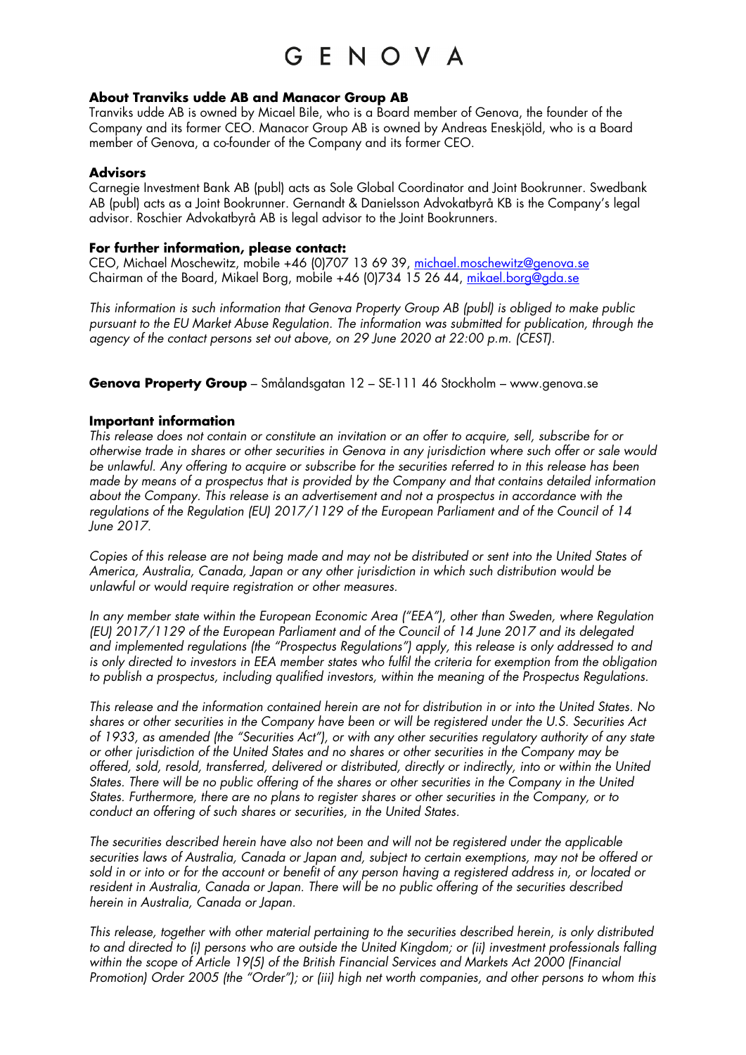**About Tranviks udde AB and Manacor Group AB**
Tranviks udde AB is owned by Micael Bile, who is a Board member of Genova, the founder of the Company and its former CEO. Manacor Group AB is owned by Andreas Eneskjöld, who is a Board member of Genova, a co-founder of the Company and its former CEO.

**Advisors**
Carnegie Investment Bank AB (publ) acts as Sole Global Coordinator and Joint Bookrunner. Swedbank AB (publ) acts as a Joint Bookrunner. Gernandt & Danielsson Advokatbyrå KB is the Company's legal advisor. Roschier Advokatbyrå AB is legal advisor to the Joint Bookrunners.

**For further information, please contact:**
CEO, Michael Moschewitz, mobile +46 (0)707 13 69 39, michael.moschewitz@genova.se
Chairman of the Board, Mikael Borg, mobile +46 (0)734 15 26 44, mikael.borg@gda.se

*This information is such information that Genova Property Group AB (publ) is obliged to make public pursuant to the EU Market Abuse Regulation. The information was submitted for publication, through the agency of the contact persons set out above, on 29 June 2020 at 22:00 p.m. (CEST).*

**Genova Property Group** – Smålandsgatan 12 – SE-111 46 Stockholm – www.genova.se

**Important information**
*This release does not contain or constitute an invitation or an offer to acquire, sell, subscribe for or otherwise trade in shares or other securities in Genova in any jurisdiction where such offer or sale would be unlawful. Any offering to acquire or subscribe for the securities referred to in this release has been made by means of a prospectus that is provided by the Company and that contains detailed information about the Company. This release is an advertisement and not a prospectus in accordance with the regulations of the Regulation (EU) 2017/1129 of the European Parliament and of the Council of 14 June 2017.*

*Copies of this release are not being made and may not be distributed or sent into the United States of America, Australia, Canada, Japan or any other jurisdiction in which such distribution would be unlawful or would require registration or other measures.*

*In any member state within the European Economic Area ("EEA"), other than Sweden, where Regulation (EU) 2017/1129 of the European Parliament and of the Council of 14 June 2017 and its delegated and implemented regulations (the "Prospectus Regulations") apply, this release is only addressed to and is only directed to investors in EEA member states who fulfil the criteria for exemption from the obligation to publish a prospectus, including qualified investors, within the meaning of the Prospectus Regulations.*

*This release and the information contained herein are not for distribution in or into the United States. No shares or other securities in the Company have been or will be registered under the U.S. Securities Act of 1933, as amended (the "Securities Act"), or with any other securities regulatory authority of any state or other jurisdiction of the United States and no shares or other securities in the Company may be offered, sold, resold, transferred, delivered or distributed, directly or indirectly, into or within the United States. There will be no public offering of the shares or other securities in the Company in the United States. Furthermore, there are no plans to register shares or other securities in the Company, or to conduct an offering of such shares or securities, in the United States.*

*The securities described herein have also not been and will not be registered under the applicable securities laws of Australia, Canada or Japan and, subject to certain exemptions, may not be offered or sold in or into or for the account or benefit of any person having a registered address in, or located or resident in Australia, Canada or Japan. There will be no public offering of the securities described herein in Australia, Canada or Japan.*

*This release, together with other material pertaining to the securities described herein, is only distributed to and directed to (i) persons who are outside the United Kingdom; or (ii) investment professionals falling within the scope of Article 19(5) of the British Financial Services and Markets Act 2000 (Financial Promotion) Order 2005 (the "Order"); or (iii) high net worth companies, and other persons to whom this*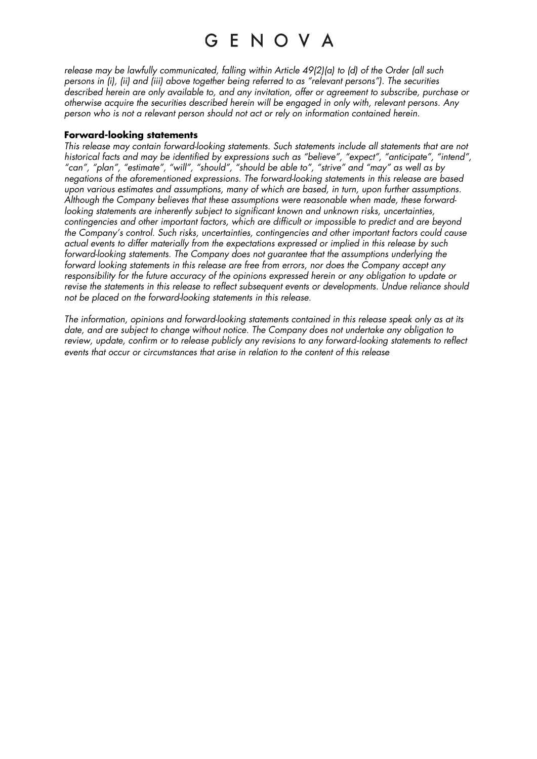*release may be lawfully communicated, falling within Article 49(2)(a) to (d) of the Order (all such persons in (i), (ii) and (iii) above together being referred to as "relevant persons"). The securities described herein are only available to, and any invitation, offer or agreement to subscribe, purchase or otherwise acquire the securities described herein will be engaged in only with, relevant persons. Any person who is not a relevant person should not act or rely on information contained herein.*

**Forward-looking statements**

*This release may contain forward-looking statements. Such statements include all statements that are not historical facts and may be identified by expressions such as "believe", "expect", "anticipate", "intend", "can", "plan", "estimate", "will", "should", "should be able to", "strive" and "may" as well as by negations of the aforementioned expressions. The forward-looking statements in this release are based upon various estimates and assumptions, many of which are based, in turn, upon further assumptions. Although the Company believes that these assumptions were reasonable when made, these forward-looking statements are inherently subject to significant known and unknown risks, uncertainties, contingencies and other important factors, which are difficult or impossible to predict and are beyond the Company's control. Such risks, uncertainties, contingencies and other important factors could cause actual events to differ materially from the expectations expressed or implied in this release by such forward-looking statements. The Company does not guarantee that the assumptions underlying the forward looking statements in this release are free from errors, nor does the Company accept any responsibility for the future accuracy of the opinions expressed herein or any obligation to update or revise the statements in this release to reflect subsequent events or developments. Undue reliance should not be placed on the forward-looking statements in this release.*

*The information, opinions and forward-looking statements contained in this release speak only as at its date, and are subject to change without notice. The Company does not undertake any obligation to review, update, confirm or to release publicly any revisions to any forward-looking statements to reflect events that occur or circumstances that arise in relation to the content of this release*